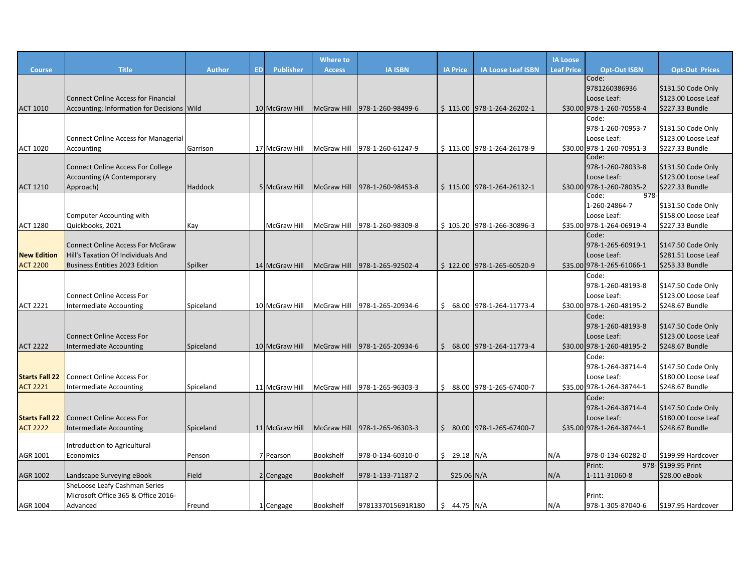| Course | Title | Author | ED | Publisher | Where to Access | IA ISBN | IA Price | IA Loose Leaf ISBN | IA Loose Leaf Price | Opt-Out ISBN | Opt-Out Prices |
|---|---|---|---|---|---|---|---|---|---|---|---|
| ACT 1010 | Connect Online Access for Financial Accounting: Information for Decisions | Wild | 10 | McGraw Hill | McGraw Hill | 978-1-260-98499-6 | $ 115.00 | 978-1-264-26202-1 | $30.00 | Code: 9781260386936 Loose Leaf: 978-1-260-70558-4 | $131.50 Code Only $123.00 Loose Leaf $227.33 Bundle |
| ACT 1020 | Connect Online Access for Managerial Accounting | Garrison | 17 | McGraw Hill | McGraw Hill | 978-1-260-61247-9 | $ 115.00 | 978-1-264-26178-9 | $30.00 | Code: 978-1-260-70953-7 Loose Leaf: 978-1-260-70951-3 | $131.50 Code Only $123.00 Loose Leaf $227.33 Bundle |
| ACT 1210 | Connect Online Access For College Accounting (A Contemporary Approach) | Haddock | 5 | McGraw Hill | McGraw Hill | 978-1-260-98453-8 | $ 115.00 | 978-1-264-26132-1 | $30.00 | Code: 978-1-260-78033-8 Loose Leaf: 978-1-260-78035-2 | $131.50 Code Only $123.00 Loose Leaf $227.33 Bundle |
| ACT 1280 | Computer Accounting with Quickbooks, 2021 | Kay | | McGraw Hill | McGraw Hill | 978-1-260-98309-8 | $ 105.20 | 978-1-266-30896-3 | $35.00 | Code: 978-1-260-24864-7 Loose Leaf: 978-1-264-06919-4 | $131.50 Code Only $158.00 Loose Leaf $227.33 Bundle |
| **New Edition** ACT 2200 | Connect Online Access For McGraw Hill's Taxation Of Individuals And Business Entities 2023 Edition | Spilker | 14 | McGraw Hill | McGraw Hill | 978-1-265-92502-4 | $ 122.00 | 978-1-265-60520-9 | $35.00 | Code: 978-1-265-60919-1 Loose Leaf: 978-1-265-61066-1 | $147.50 Code Only $281.51 Loose Leaf $253.33 Bundle |
| ACT 2221 | Connect Online Access For Intermediate Accounting | Spiceland | 10 | McGraw Hill | McGraw Hill | 978-1-265-20934-6 | $ 68.00 | 978-1-264-11773-4 | $30.00 | Code: 978-1-260-48193-8 Loose Leaf: 978-1-260-48195-2 | $147.50 Code Only $123.00 Loose Leaf $248.67 Bundle |
| ACT 2222 | Connect Online Access For Intermediate Accounting | Spiceland | 10 | McGraw Hill | McGraw Hill | 978-1-265-20934-6 | $ 68.00 | 978-1-264-11773-4 | $30.00 | Code: 978-1-260-48193-8 Loose Leaf: 978-1-260-48195-2 | $147.50 Code Only $123.00 Loose Leaf $248.67 Bundle |
| **Starts Fall 22** ACT 2221 | Connect Online Access For Intermediate Accounting | Spiceland | 11 | McGraw Hill | McGraw Hill | 978-1-265-96303-3 | $ 88.00 | 978-1-265-67400-7 | $35.00 | Code: 978-1-264-38714-4 Loose Leaf: 978-1-264-38744-1 | $147.50 Code Only $180.00 Loose Leaf $248.67 Bundle |
| **Starts Fall 22** ACT 2222 | Connect Online Access For Intermediate Accounting | Spiceland | 11 | McGraw Hill | McGraw Hill | 978-1-265-96303-3 | $ 80.00 | 978-1-265-67400-7 | $35.00 | Code: 978-1-264-38714-4 Loose Leaf: 978-1-264-38744-1 | $147.50 Code Only $180.00 Loose Leaf $248.67 Bundle |
| AGR 1001 | Introduction to Agricultural Economics | Penson | 7 | Pearson | Bookshelf | 978-0-134-60310-0 | $ 29.18 | N/A | N/A | 978-0-134-60282-0 | $199.99 Hardcover |
| AGR 1002 | Landscape Surveying eBook | Field | 2 | Cengage | Bookshelf | 978-1-133-71187-2 | $25.06 | N/A | N/A | Print: 978-1-111-31060-8 | $199.95 Print $28.00 eBook |
| AGR 1004 | SheLoose Leafy Cashman Series Microsoft Office 365 & Office 2016-Advanced | Freund | 1 | Cengage | Bookshelf | 9781337015691R180 | $ 44.75 | N/A | N/A | Print: 978-1-305-87040-6 | $197.95 Hardcover |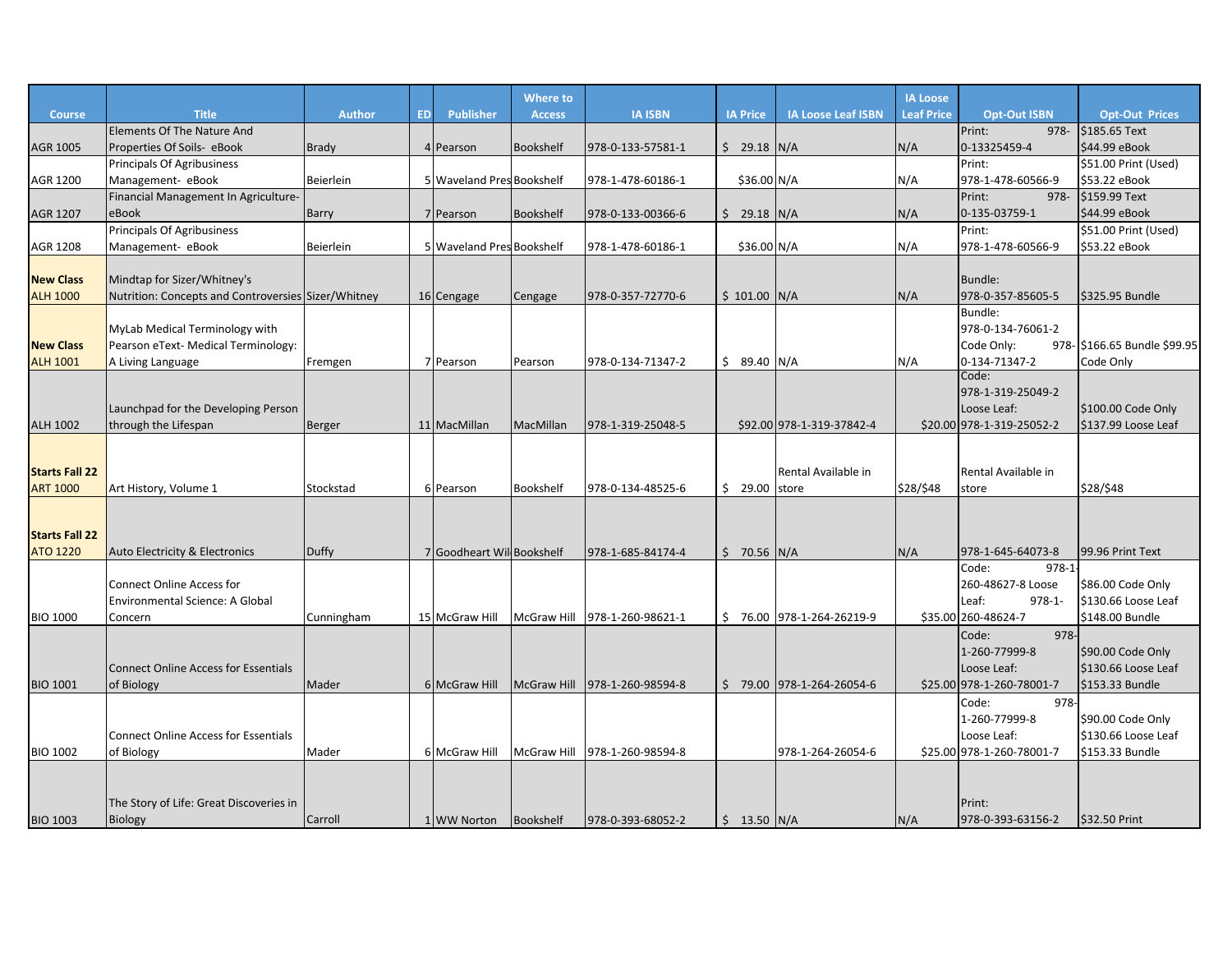| Course | Title | Author | ED | Publisher | Where to Access | IA ISBN | IA Price | IA Loose Leaf ISBN | IA Loose Leaf Price | Opt-Out ISBN | Opt-Out Prices |
|---|---|---|---|---|---|---|---|---|---|---|---|
| AGR 1005 | Elements Of The Nature And Properties Of Soils- eBook | Brady | 4 | Pearson | Bookshelf | 978-0-133-57581-1 | $ 29.18 | N/A | N/A | Print: 978-0-13325459-4 | $185.65 Text $44.99 eBook |
| AGR 1200 | Principals Of Agribusiness Management- eBook | Beierlein | 5 | Waveland Pres | Bookshelf | 978-1-478-60186-1 | $36.00 | N/A | N/A | Print: 978-1-478-60566-9 | $51.00 Print (Used) $53.22 eBook |
| AGR 1207 | Financial Management In Agriculture- eBook | Barry | 7 | Pearson | Bookshelf | 978-0-133-00366-6 | $ 29.18 | N/A | N/A | Print: 978-0-135-03759-1 | $159.99 Text $44.99 eBook |
| AGR 1208 | Principals Of Agribusiness Management- eBook | Beierlein | 5 | Waveland Pres | Bookshelf | 978-1-478-60186-1 | $36.00 | N/A | N/A | Print: 978-1-478-60566-9 | $51.00 Print (Used) $53.22 eBook |
| **New Class** ALH 1000 | Mindtap for Sizer/Whitney's Nutrition: Concepts and Controversies | Sizer/Whitney | 16 | Cengage | Cengage | 978-0-357-72770-6 | $ 101.00 | N/A | N/A | Bundle: 978-0-357-85605-5 | $325.95 Bundle |
| **New Class** ALH 1001 | MyLab Medical Terminology with Pearson eText- Medical Terminology: A Living Language | Fremgen | 7 | Pearson | Pearson | 978-0-134-71347-2 | $ 89.40 | N/A | N/A | Bundle: 978-0-134-76061-2 Code Only: 978-0-134-71347-2 | $166.65 Bundle $99.95 Code Only |
| ALH 1002 | Launchpad for the Developing Person through the Lifespan | Berger | 11 | MacMillan | MacMillan | 978-1-319-25048-5 | $92.00 | 978-1-319-37842-4 | $20.00 | Code: 978-1-319-25049-2 Loose Leaf: 978-1-319-25052-2 | $100.00 Code Only $137.99 Loose Leaf |
| **Starts Fall 22** ART 1000 | Art History, Volume 1 | Stockstad | 6 | Pearson | Bookshelf | 978-0-134-48525-6 | $ 29.00 | Rental Available in store | $28/$48 | Rental Available in store | $28/$48 |
| **Starts Fall 22** ATO 1220 | Auto Electricity & Electronics | Duffy | 7 | Goodheart Wil | Bookshelf | 978-1-685-84174-4 | $ 70.56 | N/A | N/A | 978-1-645-64073-8 | 99.96 Print Text |
| BIO 1000 | Connect Online Access for Environmental Science: A Global Concern | Cunningham | 15 | McGraw Hill | McGraw Hill | 978-1-260-98621-1 | $ 76.00 | 978-1-264-26219-9 | $35.00 | Code: 978-1-260-48627-8 Loose Leaf: 978-1-260-48624-7 | $86.00 Code Only $130.66 Loose Leaf $148.00 Bundle |
| BIO 1001 | Connect Online Access for Essentials of Biology | Mader | 6 | McGraw Hill | McGraw Hill | 978-1-260-98594-8 | $ 79.00 | 978-1-264-26054-6 | $25.00 | Code: 978-1-260-77999-8 Loose Leaf: 978-1-260-78001-7 | $90.00 Code Only $130.66 Loose Leaf $153.33 Bundle |
| BIO 1002 | Connect Online Access for Essentials of Biology | Mader | 6 | McGraw Hill | McGraw Hill | 978-1-260-98594-8 | | 978-1-264-26054-6 | $25.00 | Code: 978-1-260-77999-8 Loose Leaf: 978-1-260-78001-7 | $90.00 Code Only $130.66 Loose Leaf $153.33 Bundle |
| BIO 1003 | The Story of Life: Great Discoveries in Biology | Carroll | 1 | WW Norton | Bookshelf | 978-0-393-68052-2 | $ 13.50 | N/A | N/A | Print: 978-0-393-63156-2 | $32.50 Print |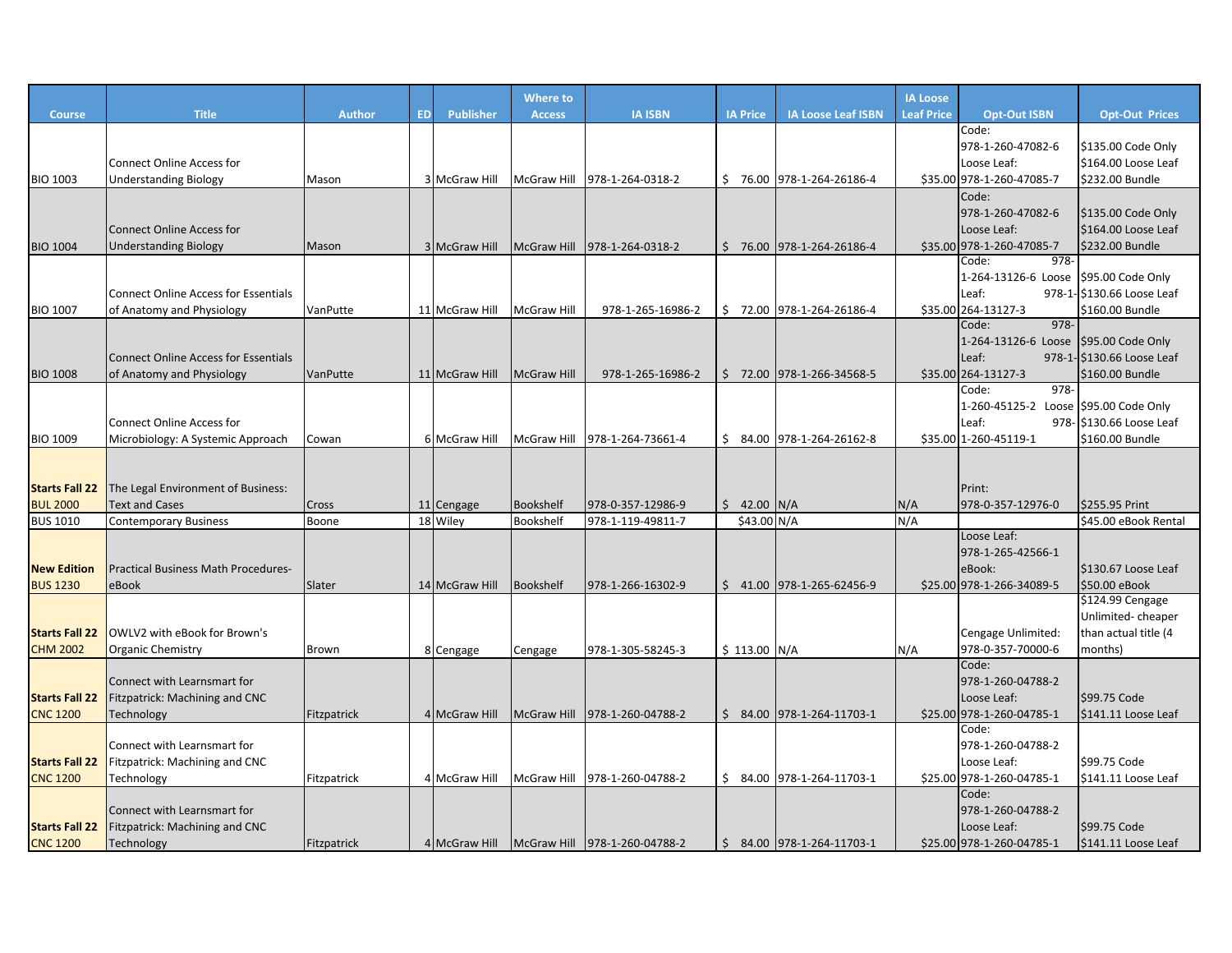| Course | Title | Author | ED | Publisher | Where to Access | IA ISBN | IA Price | IA Loose Leaf ISBN | IA Loose Leaf Price | Opt-Out ISBN | Opt-Out Prices |
|---|---|---|---|---|---|---|---|---|---|---|---|
| BIO 1003 | Connect Online Access for Understanding Biology | Mason | 3 | McGraw Hill | McGraw Hill | 978-1-264-0318-2 | $ 76.00 | 978-1-264-26186-4 | $35.00 | Code: 978-1-260-47082-6 Loose Leaf: 978-1-260-47085-7 | $135.00 Code Only $164.00 Loose Leaf $232.00 Bundle |
| BIO 1004 | Connect Online Access for Understanding Biology | Mason | 3 | McGraw Hill | McGraw Hill | 978-1-264-0318-2 | $ 76.00 | 978-1-264-26186-4 | $35.00 | Code: 978-1-260-47082-6 Loose Leaf: 978-1-260-47085-7 | $135.00 Code Only $164.00 Loose Leaf $232.00 Bundle |
| BIO 1007 | Connect Online Access for Essentials of Anatomy and Physiology | VanPutte | 11 | McGraw Hill | McGraw Hill | 978-1-265-16986-2 | $ 72.00 | 978-1-264-26186-4 | $35.00 | Code: 978-1-264-13126-6 Loose Leaf: 978-1-264-13127-3 | $95.00 Code Only $130.66 Loose Leaf $160.00 Bundle |
| BIO 1008 | Connect Online Access for Essentials of Anatomy and Physiology | VanPutte | 11 | McGraw Hill | McGraw Hill | 978-1-265-16986-2 | $ 72.00 | 978-1-266-34568-5 | $35.00 | Code: 978-1-264-13126-6 Loose Leaf: 978-1-264-13127-3 | $95.00 Code Only $130.66 Loose Leaf $160.00 Bundle |
| BIO 1009 | Connect Online Access for Microbiology: A Systemic Approach | Cowan | 6 | McGraw Hill | McGraw Hill | 978-1-264-73661-4 | $ 84.00 | 978-1-264-26162-8 | $35.00 | Code: 978-1-260-45125-2 Loose Leaf: 978-1-260-45119-1 | $95.00 Code Only $130.66 Loose Leaf $160.00 Bundle |
| **Starts Fall 22** BUL 2000 | The Legal Environment of Business: Text and Cases | Cross | 11 | Cengage | Bookshelf | 978-0-357-12986-9 | $ 42.00 | N/A | N/A | Print: 978-0-357-12976-0 | $255.95 Print |
| BUS 1010 | Contemporary Business | Boone | 18 | Wiley | Bookshelf | 978-1-119-49811-7 | $43.00 | N/A | N/A | | $45.00 eBook Rental |
| **New Edition** BUS 1230 | Practical Business Math Procedures-eBook | Slater | 14 | McGraw Hill | Bookshelf | 978-1-266-16302-9 | $ 41.00 | 978-1-265-62456-9 | $25.00 | Loose Leaf: 978-1-265-42566-1 eBook: 978-1-266-34089-5 | $130.67 Loose Leaf $50.00 eBook |
| **Starts Fall 22** CHM 2002 | OWLV2 with eBook for Brown's Organic Chemistry | Brown | 8 | Cengage | Cengage | 978-1-305-58245-3 | $ 113.00 | N/A | N/A | Cengage Unlimited: 978-0-357-70000-6 | $124.99 Cengage Unlimited- cheaper than actual title (4 months) |
| **Starts Fall 22** CNC 1200 | Connect with Learnsmart for Fitzpatrick: Machining and CNC Technology | Fitzpatrick | 4 | McGraw Hill | McGraw Hill | 978-1-260-04788-2 | $ 84.00 | 978-1-264-11703-1 | $25.00 | Code: 978-1-260-04788-2 Loose Leaf: 978-1-260-04785-1 | $99.75 Code $141.11 Loose Leaf |
| **Starts Fall 22** CNC 1200 | Connect with Learnsmart for Fitzpatrick: Machining and CNC Technology | Fitzpatrick | 4 | McGraw Hill | McGraw Hill | 978-1-260-04788-2 | $ 84.00 | 978-1-264-11703-1 | $25.00 | Code: 978-1-260-04788-2 Loose Leaf: 978-1-260-04785-1 | $99.75 Code $141.11 Loose Leaf |
| **Starts Fall 22** CNC 1200 | Connect with Learnsmart for Fitzpatrick: Machining and CNC Technology | Fitzpatrick | 4 | McGraw Hill | McGraw Hill | 978-1-260-04788-2 | $ 84.00 | 978-1-264-11703-1 | $25.00 | Code: 978-1-260-04788-2 Loose Leaf: 978-1-260-04785-1 | $99.75 Code $141.11 Loose Leaf |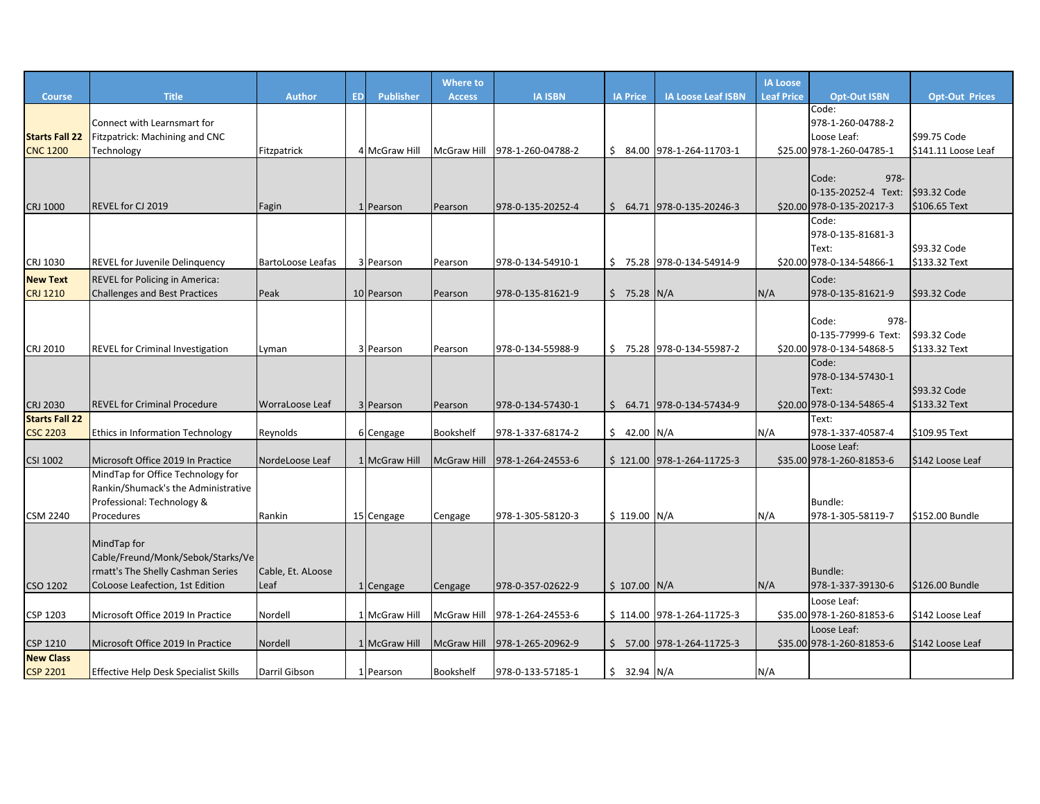| Course | Title | Author | ED | Publisher | Where to Access | IA ISBN | IA Price | IA Loose Leaf ISBN | IA Loose Leaf Price | Opt-Out ISBN | Opt-Out Prices |
|---|---|---|---|---|---|---|---|---|---|---|---|
| **Starts Fall 22** CNC 1200 | Connect with Learnsmart for Fitzpatrick: Machining and CNC Technology | Fitzpatrick | 4 | McGraw Hill | McGraw Hill | 978-1-260-04788-2 | $ 84.00 | 978-1-264-11703-1 | $25.00 | Code: 978-1-260-04788-2 Loose Leaf: 978-1-260-04785-1 | $99.75 Code $141.11 Loose Leaf |
| CRJ 1000 | REVEL for CJ 2019 | Fagin | 1 | Pearson | Pearson | 978-0-135-20252-4 | $ 64.71 | 978-0-135-20246-3 | $20.00 | Code: 978-0-135-20252-4 Text: 978-0-135-20217-3 | $93.32 Code $106.65 Text |
| CRJ 1030 | REVEL for Juvenile Delinquency | BartoLoose Leafas | 3 | Pearson | Pearson | 978-0-134-54910-1 | $ 75.28 | 978-0-134-54914-9 | $20.00 | Code: 978-0-135-81681-3 Text: 978-0-134-54866-1 | $93.32 Code $133.32 Text |
| **New Text** CRJ 1210 | REVEL for Policing in America: Challenges and Best Practices | Peak | 10 | Pearson | Pearson | 978-0-135-81621-9 | $ 75.28 | N/A | N/A | Code: 978-0-135-81621-9 | $93.32 Code |
| CRJ 2010 | REVEL for Criminal Investigation | Lyman | 3 | Pearson | Pearson | 978-0-134-55988-9 | $ 75.28 | 978-0-134-55987-2 | $20.00 | Code: 978-0-135-77999-6 Text: 978-0-134-54868-5 | $93.32 Code $133.32 Text |
| CRJ 2030 | REVEL for Criminal Procedure | WorraLoose Leaf | 3 | Pearson | Pearson | 978-0-134-57430-1 | $ 64.71 | 978-0-134-57434-9 | $20.00 | Code: 978-0-134-57430-1 Text: 978-0-134-54865-4 | $93.32 Code $133.32 Text |
| **Starts Fall 22** CSC 2203 | Ethics in Information Technology | Reynolds | 6 | Cengage | Bookshelf | 978-1-337-68174-2 | $ 42.00 | N/A | N/A | Text: 978-1-337-40587-4 | $109.95 Text |
| CSI 1002 | Microsoft Office 2019 In Practice | NordeLoose Leaf | 1 | McGraw Hill | McGraw Hill | 978-1-264-24553-6 | $ 121.00 | 978-1-264-11725-3 | $35.00 | Loose Leaf: 978-1-260-81853-6 | $142 Loose Leaf |
| CSM 2240 | MindTap for Office Technology for Rankin/Shumack's the Administrative Professional: Technology & Procedures | Rankin | 15 | Cengage | Cengage | 978-1-305-58120-3 | $ 119.00 | N/A | N/A | Bundle: 978-1-305-58119-7 | $152.00 Bundle |
| CSO 1202 | MindTap for Cable/Freund/Monk/Sebok/Starks/Vermatt's The Shelly Cashman Series CoLoose Leafection, 1st Edition | Cable, Et. ALoose Leaf | 1 | Cengage | Cengage | 978-0-357-02622-9 | $ 107.00 | N/A | N/A | Bundle: 978-1-337-39130-6 | $126.00 Bundle |
| CSP 1203 | Microsoft Office 2019 In Practice | Nordell | 1 | McGraw Hill | McGraw Hill | 978-1-264-24553-6 | $ 114.00 | 978-1-264-11725-3 | $35.00 | Loose Leaf: 978-1-260-81853-6 | $142 Loose Leaf |
| CSP 1210 | Microsoft Office 2019 In Practice | Nordell | 1 | McGraw Hill | McGraw Hill | 978-1-265-20962-9 | $ 57.00 | 978-1-264-11725-3 | $35.00 | Loose Leaf: 978-1-260-81853-6 | $142 Loose Leaf |
| **New Class** CSP 2201 | Effective Help Desk Specialist Skills | Darril Gibson | 1 | Pearson | Bookshelf | 978-0-133-57185-1 | $ 32.94 | N/A | N/A | | |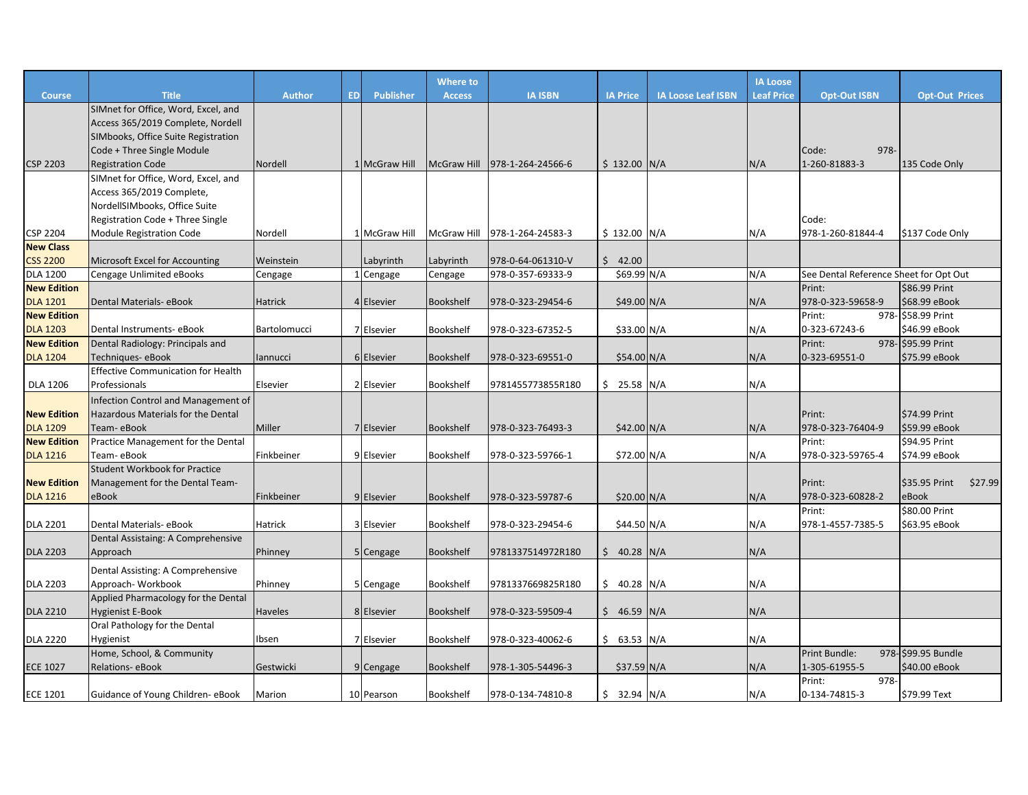| Course | Title | Author | ED | Publisher | Where to Access | IA ISBN | IA Price | IA Loose Leaf ISBN | IA Loose Leaf Price | Opt-Out ISBN | Opt-Out Prices |
|---|---|---|---|---|---|---|---|---|---|---|---|
| CSP 2203 | SIMnet for Office, Word, Excel, and Access 365/2019 Complete, Nordell SIMbooks, Office Suite Registration Code + Three Single Module Registration Code | Nordell | 1 | McGraw Hill | McGraw Hill | 978-1-264-24566-6 | $ 132.00 | N/A | N/A | Code: 978-1-260-81883-3 | 135 Code Only |
| CSP 2204 | SIMnet for Office, Word, Excel, and Access 365/2019 Complete, NordellSIMbooks, Office Suite Registration Code + Three Single Module Registration Code | Nordell | 1 | McGraw Hill | McGraw Hill | 978-1-264-24583-3 | $ 132.00 | N/A | N/A | Code: 978-1-260-81844-4 | $137 Code Only |
| **New Class** CSS 2200 | Microsoft Excel for Accounting | Weinstein | | Labyrinth | Labyrinth | 978-0-64-061310-V | $ 42.00 | | | | |
| DLA 1200 | Cengage Unlimited eBooks | Cengage | 1 | Cengage | Cengage | 978-0-357-69333-9 | $69.99 | N/A | N/A | See Dental Reference Sheet for Opt Out | |
| **New Edition** DLA 1201 | Dental Materials- eBook | Hatrick | 4 | Elsevier | Bookshelf | 978-0-323-29454-6 | $49.00 | N/A | N/A | Print: 978-0-323-59658-9 | $86.99 Print $68.99 eBook |
| **New Edition** DLA 1203 | Dental Instruments- eBook | Bartolomucci | 7 | Elsevier | Bookshelf | 978-0-323-67352-5 | $33.00 | N/A | N/A | Print: 978-0-323-67243-6 | $58.99 Print $46.99 eBook |
| **New Edition** DLA 1204 | Dental Radiology: Principals and Techniques- eBook | Iannucci | 6 | Elsevier | Bookshelf | 978-0-323-69551-0 | $54.00 | N/A | N/A | Print: 978-0-323-69551-0 | $95.99 Print $75.99 eBook |
| DLA 1206 | Effective Communication for Health Professionals | Elsevier | 2 | Elsevier | Bookshelf | 9781455773855R180 | $ 25.58 | N/A | N/A | | |
| **New Edition** DLA 1209 | Infection Control and Management of Hazardous Materials for the Dental Team- eBook | Miller | 7 | Elsevier | Bookshelf | 978-0-323-76493-3 | $42.00 | N/A | N/A | Print: 978-0-323-76404-9 | $74.99 Print $59.99 eBook |
| **New Edition** DLA 1216 | Practice Management for the Dental Team- eBook | Finkbeiner | 9 | Elsevier | Bookshelf | 978-0-323-59766-1 | $72.00 | N/A | N/A | Print: 978-0-323-59765-4 | $94.95 Print $74.99 eBook |
| **New Edition** DLA 1216 | Student Workbook for Practice Management for the Dental Team- eBook | Finkbeiner | 9 | Elsevier | Bookshelf | 978-0-323-59787-6 | $20.00 | N/A | N/A | Print: 978-0-323-60828-2 | $35.95 Print $27.99 eBook |
| DLA 2201 | Dental Materials- eBook | Hatrick | 3 | Elsevier | Bookshelf | 978-0-323-29454-6 | $44.50 | N/A | N/A | Print: 978-1-4557-7385-5 | $80.00 Print $63.95 eBook |
| DLA 2203 | Dental Assistaing: A Comprehensive Approach | Phinney | 5 | Cengage | Bookshelf | 9781337514972R180 | $ 40.28 | N/A | N/A | | |
| DLA 2203 | Dental Assisting: A Comprehensive Approach- Workbook | Phinney | 5 | Cengage | Bookshelf | 9781337669825R180 | $ 40.28 | N/A | N/A | | |
| DLA 2210 | Applied Pharmacology for the Dental Hygienist E-Book | Haveles | 8 | Elsevier | Bookshelf | 978-0-323-59509-4 | $ 46.59 | N/A | N/A | | |
| DLA 2220 | Oral Pathology for the Dental Hygienist | Ibsen | 7 | Elsevier | Bookshelf | 978-0-323-40062-6 | $ 63.53 | N/A | N/A | | |
| ECE 1027 | Home, School, & Community Relations- eBook | Gestwicki | 9 | Cengage | Bookshelf | 978-1-305-54496-3 | $37.59 | N/A | N/A | Print Bundle: 978-1-305-61955-5 | $99.95 Bundle $40.00 eBook |
| ECE 1201 | Guidance of Young Children- eBook | Marion | 10 | Pearson | Bookshelf | 978-0-134-74810-8 | $ 32.94 | N/A | N/A | Print: 978-0-134-74815-3 | $79.99 Text |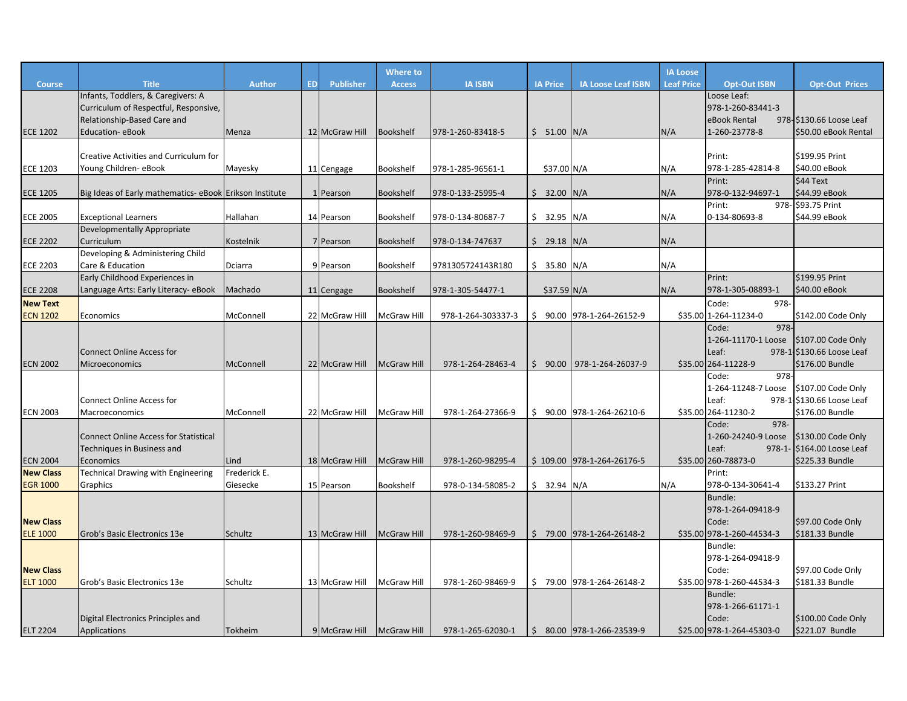| Course | Title | Author | ED | Publisher | Where to Access | IA ISBN | IA Price | IA Loose Leaf ISBN | IA Loose Leaf Price | Opt-Out ISBN | Opt-Out Prices |
|---|---|---|---|---|---|---|---|---|---|---|---|
| ECE 1202 | Infants, Toddlers, & Caregivers: A Curriculum of Respectful, Responsive, Relationship-Based Care and Education- eBook | Menza | 12 | McGraw Hill | Bookshelf | 978-1-260-83418-5 | $ 51.00 | N/A | N/A | Loose Leaf: 978-1-260-83441-3 eBook Rental 978-1-260-23778-8 | $130.66 Loose Leaf $50.00 eBook Rental |
| ECE 1203 | Creative Activities and Curriculum for Young Children- eBook | Mayesky | 11 | Cengage | Bookshelf | 978-1-285-96561-1 | $37.00 | N/A | N/A | Print: 978-1-285-42814-8 | $199.95 Print $40.00 eBook |
| ECE 1205 | Big Ideas of Early mathematics- eBook | Erikson Institute | 1 | Pearson | Bookshelf | 978-0-133-25995-4 | $ 32.00 | N/A | N/A | Print: 978-0-132-94697-1 | $44 Text $44.99 eBook |
| ECE 2005 | Exceptional Learners | Hallahan | 14 | Pearson | Bookshelf | 978-0-134-80687-7 | $ 32.95 | N/A | N/A | Print: 978-0-134-80693-8 | $93.75 Print $44.99 eBook |
| ECE 2202 | Developmentally Appropriate Curriculum | Kostelnik | 7 | Pearson | Bookshelf | 978-0-134-747637 | $ 29.18 | N/A | N/A | | |
| ECE 2203 | Developing & Administering Child Care & Education | Dciarra | 9 | Pearson | Bookshelf | 9781305724143R180 | $ 35.80 | N/A | N/A | | |
| ECE 2208 | Early Childhood Experiences in Language Arts: Early Literacy- eBook | Machado | 11 | Cengage | Bookshelf | 978-1-305-54477-1 | $37.59 | N/A | N/A | Print: 978-1-305-08893-1 | $199.95 Print $40.00 eBook |
| **New Text** ECN 1202 | Economics | McConnell | 22 | McGraw Hill | McGraw Hill | 978-1-264-303337-3 | $ 90.00 | 978-1-264-26152-9 | $35.00 | Code: 978-1-264-11234-0 | $142.00 Code Only |
| ECN 2002 | Connect Online Access for Microeconomics | McConnell | 22 | McGraw Hill | McGraw Hill | 978-1-264-28463-4 | $ 90.00 | 978-1-264-26037-9 | $35.00 | Code: 978-1-264-11170-1 Loose Leaf: 978-1-264-11228-9 | $107.00 Code Only $130.66 Loose Leaf $176.00 Bundle |
| ECN 2003 | Connect Online Access for Macroeconomics | McConnell | 22 | McGraw Hill | McGraw Hill | 978-1-264-27366-9 | $ 90.00 | 978-1-264-26210-6 | $35.00 | Code: 978-1-264-11248-7 Loose Leaf: 978-1-264-11230-2 | $107.00 Code Only $130.66 Loose Leaf $176.00 Bundle |
| ECN 2004 | Connect Online Access for Statistical Techniques in Business and Economics | Lind | 18 | McGraw Hill | McGraw Hill | 978-1-260-98295-4 | $ 109.00 | 978-1-264-26176-5 | $35.00 | Code: 978-1-260-24240-9 Loose Leaf: 978-1-260-78873-0 | $130.00 Code Only $164.00 Loose Leaf $225.33 Bundle |
| **New Class** EGR 1000 | Technical Drawing with Engineering Graphics | Frederick E. Giesecke | 15 | Pearson | Bookshelf | 978-0-134-58085-2 | $ 32.94 | N/A | N/A | Print: 978-0-134-30641-4 | $133.27 Print |
| **New Class** ELE 1000 | Grob's Basic Electronics 13e | Schultz | 13 | McGraw Hill | McGraw Hill | 978-1-260-98469-9 | $ 79.00 | 978-1-264-26148-2 | $35.00 | Bundle: 978-1-264-09418-9 Code: 978-1-260-44534-3 | $97.00 Code Only $181.33 Bundle |
| **New Class** ELT 1000 | Grob's Basic Electronics 13e | Schultz | 13 | McGraw Hill | McGraw Hill | 978-1-260-98469-9 | $ 79.00 | 978-1-264-26148-2 | $35.00 | Bundle: 978-1-264-09418-9 Code: 978-1-260-44534-3 | $97.00 Code Only $181.33 Bundle |
| ELT 2204 | Digital Electronics Principles and Applications | Tokheim | 9 | McGraw Hill | McGraw Hill | 978-1-265-62030-1 | $ 80.00 | 978-1-266-23539-9 | $25.00 | Bundle: 978-1-266-61171-1 Code: 978-1-264-45303-0 | $100.00 Code Only $221.07 Bundle |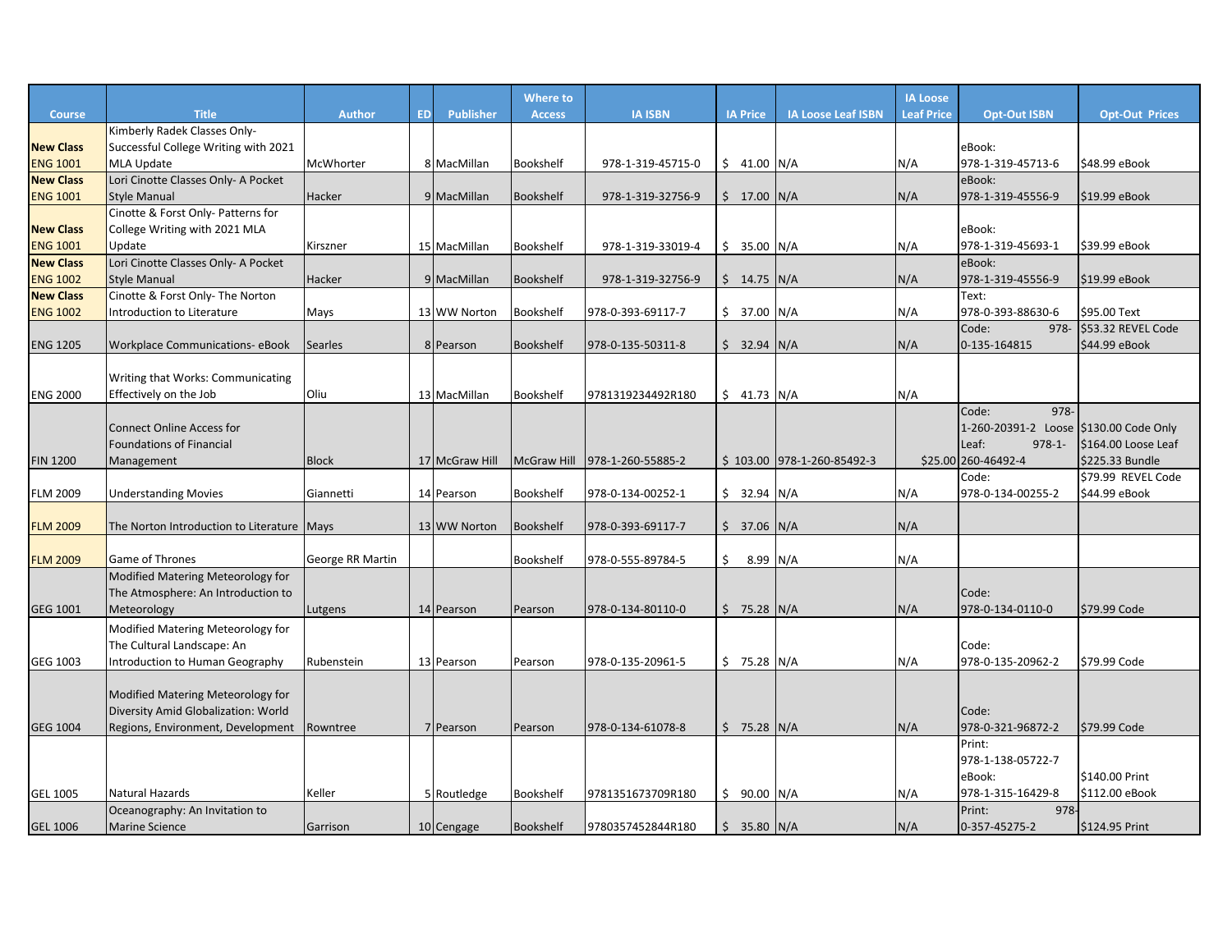| Course | Title | Author | ED | Publisher | Where to Access | IA ISBN | IA Price | IA Loose Leaf ISBN | IA Loose Leaf Price | Opt-Out ISBN | Opt-Out Prices |
|---|---|---|---|---|---|---|---|---|---|---|---|
| New Class ENG 1001 | Kimberly Radek Classes Only- Successful College Writing with 2021 MLA Update | McWhorter | 8 | MacMillan | Bookshelf | 978-1-319-45715-0 | $ 41.00 | N/A | N/A | eBook: 978-1-319-45713-6 | $48.99 eBook |
| New Class ENG 1001 | Lori Cinotte Classes Only- A Pocket Style Manual | Hacker | 9 | MacMillan | Bookshelf | 978-1-319-32756-9 | $ 17.00 | N/A | N/A | eBook: 978-1-319-45556-9 | $19.99 eBook |
| New Class ENG 1001 | Cinotte & Forst Only- Patterns for College Writing with 2021 MLA Update | Kirszner | 15 | MacMillan | Bookshelf | 978-1-319-33019-4 | $ 35.00 | N/A | N/A | eBook: 978-1-319-45693-1 | $39.99 eBook |
| New Class ENG 1002 | Lori Cinotte Classes Only- A Pocket Style Manual | Hacker | 9 | MacMillan | Bookshelf | 978-1-319-32756-9 | $ 14.75 | N/A | N/A | eBook: 978-1-319-45556-9 | $19.99 eBook |
| New Class ENG 1002 | Cinotte & Forst Only- The Norton Introduction to Literature | Mays | 13 | WW Norton | Bookshelf | 978-0-393-69117-7 | $ 37.00 | N/A | N/A | Text: 978-0-393-88630-6 | $95.00 Text |
| ENG 1205 | Workplace Communications- eBook | Searles | 8 | Pearson | Bookshelf | 978-0-135-50311-8 | $ 32.94 | N/A | N/A | Code: 978-0-135-164815 | $53.32 REVEL Code $44.99 eBook |
| ENG 2000 | Writing that Works: Communicating Effectively on the Job | Oliu | 13 | MacMillan | Bookshelf | 9781319234492R180 | $ 41.73 | N/A | N/A | | |
| FIN 1200 | Connect Online Access for Foundations of Financial Management | Block | 17 | McGraw Hill | McGraw Hill | 978-1-260-55885-2 | $ 103.00 | 978-1-260-85492-3 | $25.00 | Code: 978-1-260-20391-2 Loose Leaf: 978-1-260-46492-4 | $130.00 Code Only $164.00 Loose Leaf $225.33 Bundle |
| FLM 2009 | Understanding Movies | Giannetti | 14 | Pearson | Bookshelf | 978-0-134-00252-1 | $ 32.94 | N/A | N/A | Code: 978-0-134-00255-2 | $79.99 REVEL Code $44.99 eBook |
| FLM 2009 | The Norton Introduction to Literature | Mays | 13 | WW Norton | Bookshelf | 978-0-393-69117-7 | $ 37.06 | N/A | N/A | | |
| FLM 2009 | Game of Thrones | George RR Martin | | | Bookshelf | 978-0-555-89784-5 | $ 8.99 | N/A | N/A | | |
| GEG 1001 | Modified Matering Meteorology for The Atmosphere: An Introduction to Meteorology | Lutgens | 14 | Pearson | Pearson | 978-0-134-80110-0 | $ 75.28 | N/A | N/A | Code: 978-0-134-0110-0 | $79.99 Code |
| GEG 1003 | Modified Matering Meteorology for The Cultural Landscape: An Introduction to Human Geography | Rubenstein | 13 | Pearson | Pearson | 978-0-135-20961-5 | $ 75.28 | N/A | N/A | Code: 978-0-135-20962-2 | $79.99 Code |
| GEG 1004 | Modified Matering Meteorology for Diversity Amid Globalization: World Regions, Environment, Development | Rowntree | 7 | Pearson | Pearson | 978-0-134-61078-8 | $ 75.28 | N/A | N/A | Code: 978-0-321-96872-2 | $79.99 Code |
| GEL 1005 | Natural Hazards | Keller | 5 | Routledge | Bookshelf | 9781351673709R180 | $ 90.00 | N/A | N/A | Print: 978-1-138-05722-7 eBook: 978-1-315-16429-8 | $140.00 Print $112.00 eBook |
| GEL 1006 | Oceanography: An Invitation to Marine Science | Garrison | 10 | Cengage | Bookshelf | 9780357452844R180 | $ 35.80 | N/A | N/A | Print: 978-0-357-45275-2 | $124.95 Print |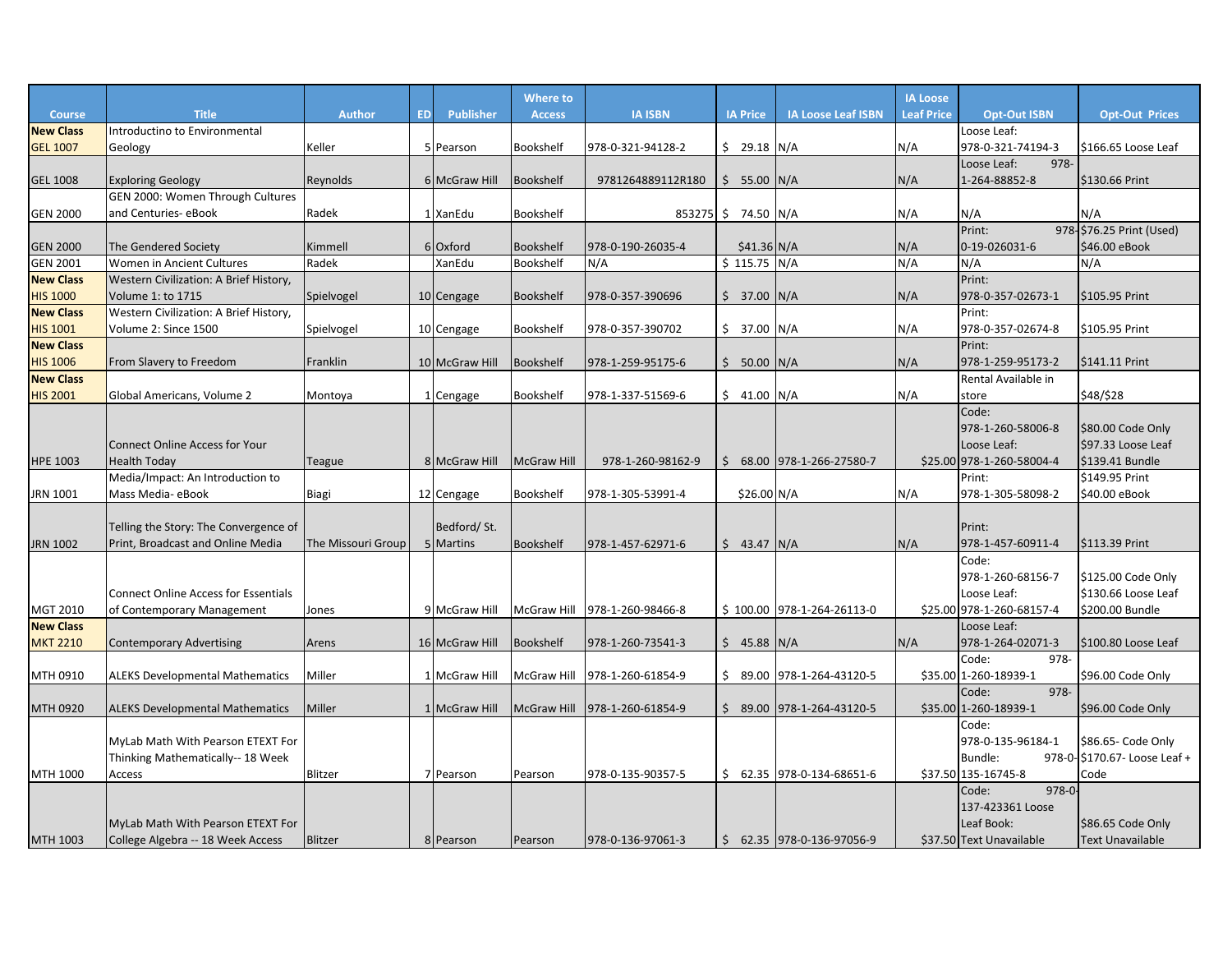| Course | Title | Author | ED | Publisher | Where to Access | IA ISBN | IA Price | IA Loose Leaf ISBN | IA Loose Leaf Price | Opt-Out ISBN | Opt-Out Prices |
|---|---|---|---|---|---|---|---|---|---|---|---|
| **New Class** GEL 1007 | Introductino to Environmental Geology | Keller | 5 | Pearson | Bookshelf | 978-0-321-94128-2 | $ 29.18 | N/A | N/A | Loose Leaf: 978-0-321-74194-3 | $166.65 Loose Leaf |
| GEL 1008 | Exploring Geology | Reynolds | 6 | McGraw Hill | Bookshelf | 9781264889112R180 | $ 55.00 | N/A | N/A | Loose Leaf: 978-1-264-88852-8 | $130.66 Print |
| GEN 2000 | GEN 2000: Women Through Cultures and Centuries- eBook | Radek | 1 | XanEdu | Bookshelf | 853275 | $ 74.50 | N/A | N/A | N/A | N/A |
| GEN 2000 | The Gendered Society | Kimmell | 6 | Oxford | Bookshelf | 978-0-190-26035-4 | $41.36 | N/A | N/A | Print: 978-0-19-026031-6 | $76.25 Print (Used) $46.00 eBook |
| GEN 2001 | Women in Ancient Cultures | Radek | | XanEdu | Bookshelf | N/A | $ 115.75 | N/A | N/A | N/A | N/A |
| **New Class** HIS 1000 | Western Civilization: A Brief History, Volume 1: to 1715 | Spielvogel | 10 | Cengage | Bookshelf | 978-0-357-390696 | $ 37.00 | N/A | N/A | Print: 978-0-357-02673-1 | $105.95 Print |
| **New Class** HIS 1001 | Western Civilization: A Brief History, Volume 2: Since 1500 | Spielvogel | 10 | Cengage | Bookshelf | 978-0-357-390702 | $ 37.00 | N/A | N/A | Print: 978-0-357-02674-8 | $105.95 Print |
| **New Class** HIS 1006 | From Slavery to Freedom | Franklin | 10 | McGraw Hill | Bookshelf | 978-1-259-95175-6 | $ 50.00 | N/A | N/A | Print: 978-1-259-95173-2 | $141.11 Print |
| **New Class** HIS 2001 | Global Americans, Volume 2 | Montoya | 1 | Cengage | Bookshelf | 978-1-337-51569-6 | $ 41.00 | N/A | N/A | Rental Available in store | $48/$28 |
| HPE 1003 | Connect Online Access for Your Health Today | Teague | 8 | McGraw Hill | McGraw Hill | 978-1-260-98162-9 | $ 68.00 | 978-1-266-27580-7 | $25.00 | Code: 978-1-260-58006-8 Loose Leaf: 978-1-260-58004-4 | $80.00 Code Only $97.33 Loose Leaf $139.41 Bundle |
| JRN 1001 | Media/Impact: An Introduction to Mass Media- eBook | Biagi | 12 | Cengage | Bookshelf | 978-1-305-53991-4 | $26.00 | N/A | N/A | Print: 978-1-305-58098-2 | $149.95 Print $40.00 eBook |
| JRN 1002 | Telling the Story: The Convergence of Print, Broadcast and Online Media | The Missouri Group | 5 | Bedford/ St. Martins | Bookshelf | 978-1-457-62971-6 | $ 43.47 | N/A | N/A | Print: 978-1-457-60911-4 | $113.39 Print |
| MGT 2010 | Connect Online Access for Essentials of Contemporary Management | Jones | 9 | McGraw Hill | McGraw Hill | 978-1-260-98466-8 | $ 100.00 | 978-1-264-26113-0 | $25.00 | Code: 978-1-260-68156-7 Loose Leaf: 978-1-260-68157-4 | $125.00 Code Only $130.66 Loose Leaf $200.00 Bundle |
| **New Class** MKT 2210 | Contemporary Advertising | Arens | 16 | McGraw Hill | Bookshelf | 978-1-260-73541-3 | $ 45.88 | N/A | N/A | Loose Leaf: 978-1-264-02071-3 | $100.80 Loose Leaf |
| MTH 0910 | ALEKS Developmental Mathematics | Miller | 1 | McGraw Hill | McGraw Hill | 978-1-260-61854-9 | $ 89.00 | 978-1-264-43120-5 | $35.00 | Code: 978-1-260-18939-1 | $96.00 Code Only |
| MTH 0920 | ALEKS Developmental Mathematics | Miller | 1 | McGraw Hill | McGraw Hill | 978-1-260-61854-9 | $ 89.00 | 978-1-264-43120-5 | $35.00 | Code: 978-1-260-18939-1 | $96.00 Code Only |
| MTH 1000 | MyLab Math With Pearson ETEXT For Thinking Mathematically-- 18 Week Access | Blitzer | 7 | Pearson | Pearson | 978-0-135-90357-5 | $ 62.35 | 978-0-134-68651-6 | $37.50 | Code: 978-0-135-96184-1 Bundle: 978-0-135-16745-8 | $86.65- Code Only $170.67- Loose Leaf + Code |
| MTH 1003 | MyLab Math With Pearson ETEXT For College Algebra -- 18 Week Access | Blitzer | 8 | Pearson | Pearson | 978-0-136-97061-3 | $ 62.35 | 978-0-136-97056-9 | $37.50 | Code: 978-0-137-423361 Loose Leaf Book: Text Unavailable | $86.65 Code Only Text Unavailable |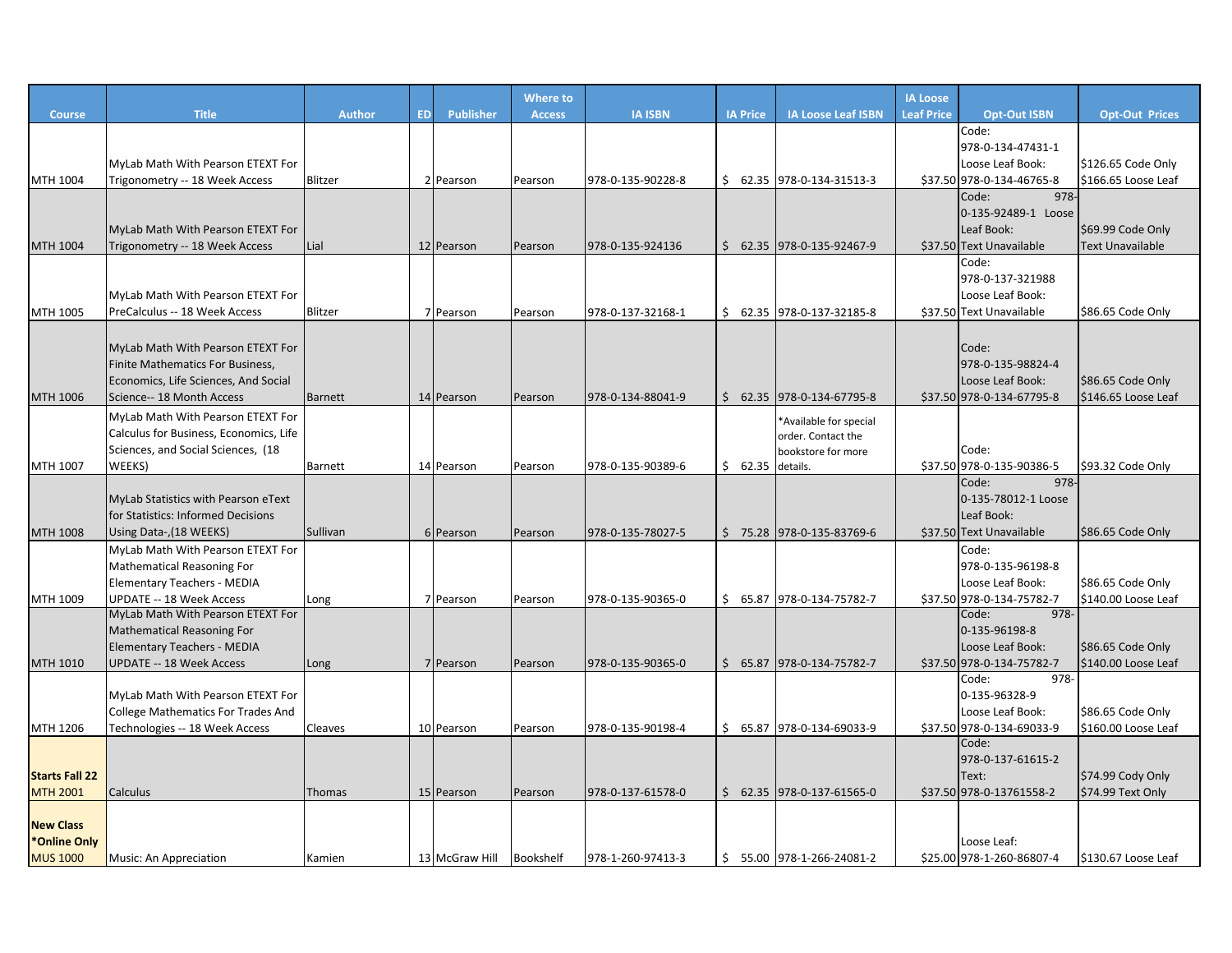| Course | Title | Author | ED | Publisher | Where to Access | IA ISBN | IA Price | IA Loose Leaf ISBN | IA Loose Leaf Price | Opt-Out ISBN | Opt-Out Prices |
|---|---|---|---|---|---|---|---|---|---|---|---|
| MTH 1004 | MyLab Math With Pearson ETEXT For Trigonometry -- 18 Week Access | Blitzer | 2 | Pearson | Pearson | 978-0-135-90228-8 | $ 62.35 | 978-0-134-31513-3 | $37.50 | Code: 978-0-134-47431-1 Loose Leaf Book: 978-0-134-46765-8 | $126.65 Code Only $166.65 Loose Leaf |
| MTH 1004 | MyLab Math With Pearson ETEXT For Trigonometry -- 18 Week Access | Lial | 12 | Pearson | Pearson | 978-0-135-924136 | $ 62.35 | 978-0-135-92467-9 | $37.50 | Code: 978-0-135-92489-1 Loose Leaf Book: Text Unavailable | $69.99 Code Only Text Unavailable |
| MTH 1005 | MyLab Math With Pearson ETEXT For PreCalculus -- 18 Week Access | Blitzer | 7 | Pearson | Pearson | 978-0-137-32168-1 | $ 62.35 | 978-0-137-32185-8 | $37.50 | Code: 978-0-137-321988 Loose Leaf Book: Text Unavailable | $86.65 Code Only |
| MTH 1006 | MyLab Math With Pearson ETEXT For Finite Mathematics For Business, Economics, Life Sciences, And Social Science-- 18 Month Access | Barnett | 14 | Pearson | Pearson | 978-0-134-88041-9 | $ 62.35 | 978-0-134-67795-8 | $37.50 | Code: 978-0-135-98824-4 Loose Leaf Book: 978-0-134-67795-8 | $86.65 Code Only $146.65 Loose Leaf |
| MTH 1007 | MyLab Math With Pearson ETEXT For Calculus for Business, Economics, Life Sciences, and Social Sciences, (18 WEEKS) | Barnett | 14 | Pearson | Pearson | 978-0-135-90389-6 | $ 62.35 | *Available for special order. Contact the bookstore for more details. | $37.50 | Code: 978-0-135-90386-5 | $93.32 Code Only |
| MTH 1008 | MyLab Statistics with Pearson eText for Statistics: Informed Decisions Using Data-,(18 WEEKS) | Sullivan | 6 | Pearson | Pearson | 978-0-135-78027-5 | $ 75.28 | 978-0-135-83769-6 | $37.50 | Code: 978-0-135-78012-1 Loose Leaf Book: Text Unavailable | $86.65 Code Only |
| MTH 1009 | MyLab Math With Pearson ETEXT For Mathematical Reasoning For Elementary Teachers - MEDIA UPDATE -- 18 Week Access | Long | 7 | Pearson | Pearson | 978-0-135-90365-0 | $ 65.87 | 978-0-134-75782-7 | $37.50 | Code: 978-0-135-96198-8 Loose Leaf Book: 978-0-134-75782-7 | $86.65 Code Only $140.00 Loose Leaf |
| MTH 1010 | MyLab Math With Pearson ETEXT For Mathematical Reasoning For Elementary Teachers - MEDIA UPDATE -- 18 Week Access | Long | 7 | Pearson | Pearson | 978-0-135-90365-0 | $ 65.87 | 978-0-134-75782-7 | $37.50 | Code: 978-0-135-96198-8 Loose Leaf Book: 978-0-134-75782-7 | $86.65 Code Only $140.00 Loose Leaf |
| MTH 1206 | MyLab Math With Pearson ETEXT For College Mathematics For Trades And Technologies -- 18 Week Access | Cleaves | 10 | Pearson | Pearson | 978-0-135-90198-4 | $ 65.87 | 978-0-134-69033-9 | $37.50 | Code: 978-0-135-96328-9 Loose Leaf Book: 978-0-134-69033-9 | $86.65 Code Only $160.00 Loose Leaf |
| **Starts Fall 22** MTH 2001 | Calculus | Thomas | 15 | Pearson | Pearson | 978-0-137-61578-0 | $ 62.35 | 978-0-137-61565-0 | $37.50 | Code: 978-0-137-61615-2 Text: 978-0-13761558-2 | $74.99 Cody Only $74.99 Text Only |
| **New Class \*Online Only** MUS 1000 | Music: An Appreciation | Kamien | 13 | McGraw Hill | Bookshelf | 978-1-260-97413-3 | $ 55.00 | 978-1-266-24081-2 | $25.00 | Loose Leaf: 978-1-260-86807-4 | $130.67 Loose Leaf |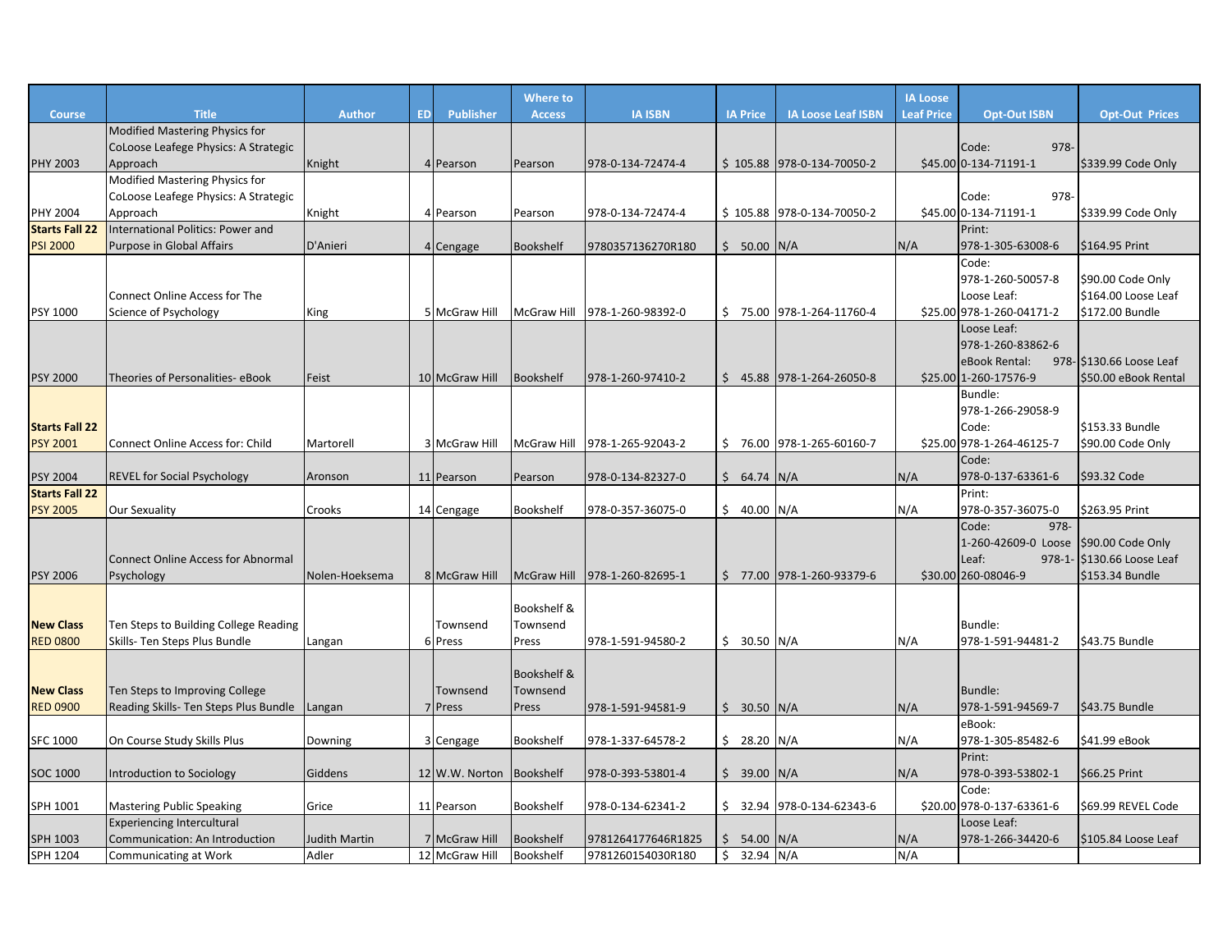| Course | Title | Author | ED | Publisher | Where to Access | IA ISBN | IA Price | IA Loose Leaf ISBN | IA Loose Leaf Price | Opt-Out ISBN | Opt-Out Prices |
|---|---|---|---|---|---|---|---|---|---|---|---|
| PHY 2003 | Modified Mastering Physics for CoLoose Leafege Physics: A Strategic Approach | Knight | 4 | Pearson | Pearson | 978-0-134-72474-4 | $ 105.88 | 978-0-134-70050-2 | $45.00 | Code: 978-0-134-71191-1 | $339.99 Code Only |
| PHY 2004 | Modified Mastering Physics for CoLoose Leafege Physics: A Strategic Approach | Knight | 4 | Pearson | Pearson | 978-0-134-72474-4 | $ 105.88 | 978-0-134-70050-2 | $45.00 | Code: 978-0-134-71191-1 | $339.99 Code Only |
| **Starts Fall 22** PSI 2000 | International Politics: Power and Purpose in Global Affairs | D'Anieri | 4 | Cengage | Bookshelf | 9780357136270R180 | $ 50.00 | N/A | N/A | Print: 978-1-305-63008-6 | $164.95 Print |
| PSY 1000 | Connect Online Access for The Science of Psychology | King | 5 | McGraw Hill | McGraw Hill | 978-1-260-98392-0 | $ 75.00 | 978-1-264-11760-4 | $25.00 | Code: 978-1-260-50057-8 Loose Leaf: 978-1-260-04171-2 | $90.00 Code Only $164.00 Loose Leaf $172.00 Bundle |
| PSY 2000 | Theories of Personalities- eBook | Feist | 10 | McGraw Hill | Bookshelf | 978-1-260-97410-2 | $ 45.88 | 978-1-264-26050-8 | $25.00 | Loose Leaf: 978-1-260-83862-6 eBook Rental: 978-1-260-17576-9 | $130.66 Loose Leaf $50.00 eBook Rental |
| **Starts Fall 22** PSY 2001 | Connect Online Access for: Child | Martorell | 3 | McGraw Hill | McGraw Hill | 978-1-265-92043-2 | $ 76.00 | 978-1-265-60160-7 | $25.00 | Bundle: 978-1-266-29058-9 Code: 978-1-264-46125-7 | $153.33 Bundle $90.00 Code Only |
| PSY 2004 | REVEL for Social Psychology | Aronson | 11 | Pearson | Pearson | 978-0-134-82327-0 | $ 64.74 | N/A | N/A | Code: 978-0-137-63361-6 | $93.32 Code |
| **Starts Fall 22** PSY 2005 | Our Sexuality | Crooks | 14 | Cengage | Bookshelf | 978-0-357-36075-0 | $ 40.00 | N/A | N/A | Print: 978-0-357-36075-0 | $263.95 Print |
| PSY 2006 | Connect Online Access for Abnormal Psychology | Nolen-Hoeksema | 8 | McGraw Hill | McGraw Hill | 978-1-260-82695-1 | $ 77.00 | 978-1-260-93379-6 | $30.00 | Code: 978-1-260-42609-0 Loose Leaf: 978-1-260-08046-9 | $90.00 Code Only $130.66 Loose Leaf $153.34 Bundle |
| **New Class** RED 0800 | Ten Steps to Building College Reading Skills- Ten Steps Plus Bundle | Langan | 6 | Townsend Press | Bookshelf & Townsend Press | 978-1-591-94580-2 | $ 30.50 | N/A | N/A | Bundle: 978-1-591-94481-2 | $43.75 Bundle |
| **New Class** RED 0900 | Ten Steps to Improving College Reading Skills- Ten Steps Plus Bundle | Langan | 7 | Townsend Press | Bookshelf & Townsend Press | 978-1-591-94581-9 | $ 30.50 | N/A | N/A | Bundle: 978-1-591-94569-7 | $43.75 Bundle |
| SFC 1000 | On Course Study Skills Plus | Downing | 3 | Cengage | Bookshelf | 978-1-337-64578-2 | $ 28.20 | N/A | N/A | eBook: 978-1-305-85482-6 | $41.99 eBook |
| SOC 1000 | Introduction to Sociology | Giddens | 12 | W.W. Norton | Bookshelf | 978-0-393-53801-4 | $ 39.00 | N/A | N/A | Print: 978-0-393-53802-1 | $66.25 Print |
| SPH 1001 | Mastering Public Speaking | Grice | 11 | Pearson | Bookshelf | 978-0-134-62341-2 | $ 32.94 | 978-0-134-62343-6 | $20.00 | Code: 978-0-137-63361-6 | $69.99 REVEL Code |
| SPH 1003 | Experiencing Intercultural Communication: An Introduction | Judith Martin | 7 | McGraw Hill | Bookshelf | 9781264177646R1825 | $ 54.00 | N/A | N/A | Loose Leaf: 978-1-266-34420-6 | $105.84 Loose Leaf |
| SPH 1204 | Communicating at Work | Adler | 12 | McGraw Hill | Bookshelf | 9781260154030R180 | $ 32.94 | N/A | N/A | | |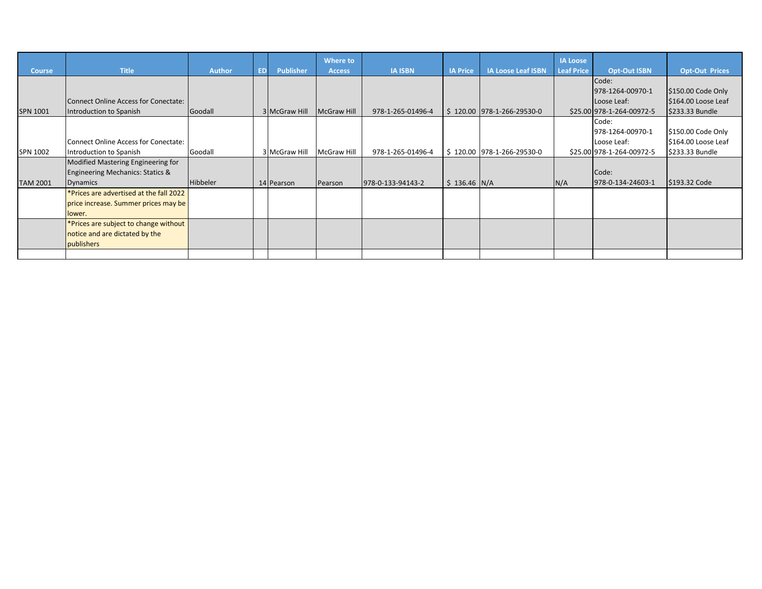| Course | Title | Author | ED | Publisher | Where to Access | IA ISBN | IA Price | IA Loose Leaf ISBN | IA Loose Leaf Price | Opt-Out ISBN | Opt-Out Prices |
|---|---|---|---|---|---|---|---|---|---|---|---|
| SPN 1001 | Connect Online Access for Conectate: Introduction to Spanish | Goodall | 3 | McGraw Hill | McGraw Hill | 978-1-265-01496-4 | $ 120.00 | 978-1-266-29530-0 | $25.00 | Code: 978-1264-00970-1 Loose Leaf: 978-1-264-00972-5 | $150.00 Code Only $164.00 Loose Leaf $233.33 Bundle |
| SPN 1002 | Connect Online Access for Conectate: Introduction to Spanish | Goodall | 3 | McGraw Hill | McGraw Hill | 978-1-265-01496-4 | $ 120.00 | 978-1-266-29530-0 | $25.00 | Code: 978-1264-00970-1 Loose Leaf: 978-1-264-00972-5 | $150.00 Code Only $164.00 Loose Leaf $233.33 Bundle |
| TAM 2001 | Modified Mastering Engineering for Engineering Mechanics: Statics & Dynamics | Hibbeler | 14 | Pearson | Pearson | 978-0-133-94143-2 | $ 136.46 | N/A | N/A | Code: 978-0-134-24603-1 | $193.32 Code |
| | *Prices are advertised at the fall 2022 price increase. Summer prices may be lower. | | | | | | | | | | |
| | *Prices are subject to change without notice and are dictated by the publishers | | | | | | | | | | |